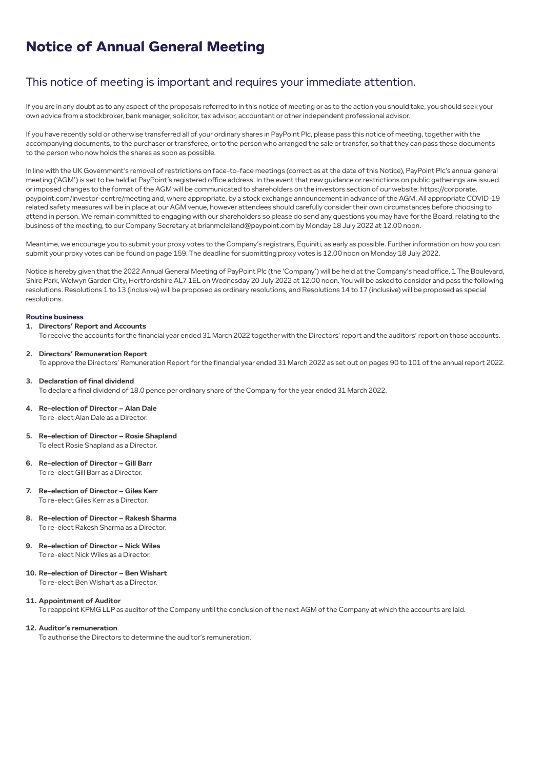# Notice of Annual General Meeting

## This notice of meeting is important and requires your immediate attention.

If you are in any doubt as to any aspect of the proposals referred to in this notice of meeting or as to the action you should take, you should seek your own advice from a stockbroker, bank manager, solicitor, tax advisor, accountant or other independent professional advisor.

If you have recently sold or otherwise transferred all of your ordinary shares in PayPoint Plc, please pass this notice of meeting, together with the accompanying documents, to the purchaser or transferee, or to the person who arranged the sale or transfer, so that they can pass these documents to the person who now holds the shares as soon as possible.

In line with the UK Government's removal of restrictions on face-to-face meetings (correct as at the date of this Notice), PayPoint Plc's annual general meeting ('AGM') is set to be held at PayPoint's registered office address. In the event that new guidance or restrictions on public gatherings are issued or imposed changes to the format of the AGM will be communicated to shareholders on the investors section of our website: https://corporate.paypoint.com/investor-centre/meeting and, where appropriate, by a stock exchange announcement in advance of the AGM. All appropriate COVID-19 related safety measures will be in place at our AGM venue, however attendees should carefully consider their own circumstances before choosing to attend in person. We remain committed to engaging with our shareholders so please do send any questions you may have for the Board, relating to the business of the meeting, to our Company Secretary at brianmclelland@paypoint.com by Monday 18 July 2022 at 12.00 noon.

Meantime, we encourage you to submit your proxy votes to the Company's registrars, Equiniti, as early as possible. Further information on how you can submit your proxy votes can be found on page 159. The deadline for submitting proxy votes is 12.00 noon on Monday 18 July 2022.

Notice is hereby given that the 2022 Annual General Meeting of PayPoint Plc (the 'Company') will be held at the Company's head office, 1 The Boulevard, Shire Park, Welwyn Garden City, Hertfordshire AL7 1EL on Wednesday 20 July 2022 at 12.00 noon. You will be asked to consider and pass the following resolutions. Resolutions 1 to 13 (inclusive) will be proposed as ordinary resolutions, and Resolutions 14 to 17 (inclusive) will be proposed as special resolutions.

**Routine business**

1. **Directors' Report and Accounts**
   To receive the accounts for the financial year ended 31 March 2022 together with the Directors' report and the auditors' report on those accounts.
2. **Directors' Remuneration Report**
   To approve the Directors' Remuneration Report for the financial year ended 31 March 2022 as set out on pages 90 to 101 of the annual report 2022.
3. **Declaration of final dividend**
   To declare a final dividend of 18.0 pence per ordinary share of the Company for the year ended 31 March 2022.
4. **Re-election of Director – Alan Dale**
   To re-elect Alan Dale as a Director.
5. **Re-election of Director – Rosie Shapland**
   To elect Rosie Shapland as a Director.
6. **Re-election of Director – Gill Barr**
   To re-elect Gill Barr as a Director.
7. **Re-election of Director – Giles Kerr**
   To re-elect Giles Kerr as a Director.
8. **Re-election of Director – Rakesh Sharma**
   To re-elect Rakesh Sharma as a Director.
9. **Re-election of Director – Nick Wiles**
   To re-elect Nick Wiles as a Director.
10. **Re-election of Director – Ben Wishart**
    To re-elect Ben Wishart as a Director.
11. **Appointment of Auditor**
    To reappoint KPMG LLP as auditor of the Company until the conclusion of the next AGM of the Company at which the accounts are laid.
12. **Auditor's remuneration**
    To authorise the Directors to determine the auditor's remuneration.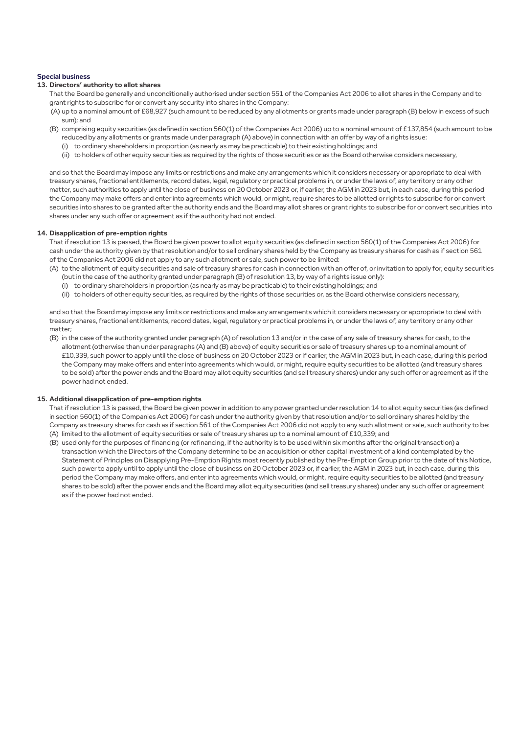**Special business**

**13. Directors' authority to allot shares**

That the Board be generally and unconditionally authorised under section 551 of the Companies Act 2006 to allot shares in the Company and to grant rights to subscribe for or convert any security into shares in the Company:

(A) up to a nominal amount of £68,927 (such amount to be reduced by any allotments or grants made under paragraph (B) below in excess of such sum); and

(B) comprising equity securities (as defined in section 560(1) of the Companies Act 2006) up to a nominal amount of £137,854 (such amount to be reduced by any allotments or grants made under paragraph (A) above) in connection with an offer by way of a rights issue:

(i) to ordinary shareholders in proportion (as nearly as may be practicable) to their existing holdings; and

(ii) to holders of other equity securities as required by the rights of those securities or as the Board otherwise considers necessary,

and so that the Board may impose any limits or restrictions and make any arrangements which it considers necessary or appropriate to deal with treasury shares, fractional entitlements, record dates, legal, regulatory or practical problems in, or under the laws of, any territory or any other matter, such authorities to apply until the close of business on 20 October 2023 or, if earlier, the AGM in 2023 but, in each case, during this period the Company may make offers and enter into agreements which would, or might, require shares to be allotted or rights to subscribe for or convert securities into shares to be granted after the authority ends and the Board may allot shares or grant rights to subscribe for or convert securities into shares under any such offer or agreement as if the authority had not ended.

**14. Disapplication of pre-emption rights**

That if resolution 13 is passed, the Board be given power to allot equity securities (as defined in section 560(1) of the Companies Act 2006) for cash under the authority given by that resolution and/or to sell ordinary shares held by the Company as treasury shares for cash as if section 561 of the Companies Act 2006 did not apply to any such allotment or sale, such power to be limited:

(A) to the allotment of equity securities and sale of treasury shares for cash in connection with an offer of, or invitation to apply for, equity securities (but in the case of the authority granted under paragraph (B) of resolution 13, by way of a rights issue only):

(i) to ordinary shareholders in proportion (as nearly as may be practicable) to their existing holdings; and

(ii) to holders of other equity securities, as required by the rights of those securities or, as the Board otherwise considers necessary,

and so that the Board may impose any limits or restrictions and make any arrangements which it considers necessary or appropriate to deal with treasury shares, fractional entitlements, record dates, legal, regulatory or practical problems in, or under the laws of, any territory or any other matter;

(B) in the case of the authority granted under paragraph (A) of resolution 13 and/or in the case of any sale of treasury shares for cash, to the allotment (otherwise than under paragraphs (A) and (B) above) of equity securities or sale of treasury shares up to a nominal amount of £10,339, such power to apply until the close of business on 20 October 2023 or if earlier, the AGM in 2023 but, in each case, during this period the Company may make offers and enter into agreements which would, or might, require equity securities to be allotted (and treasury shares to be sold) after the power ends and the Board may allot equity securities (and sell treasury shares) under any such offer or agreement as if the power had not ended.

**15. Additional disapplication of pre-emption rights**

That if resolution 13 is passed, the Board be given power in addition to any power granted under resolution 14 to allot equity securities (as defined in section 560(1) of the Companies Act 2006) for cash under the authority given by that resolution and/or to sell ordinary shares held by the Company as treasury shares for cash as if section 561 of the Companies Act 2006 did not apply to any such allotment or sale, such authority to be:

(A) limited to the allotment of equity securities or sale of treasury shares up to a nominal amount of £10,339; and

(B) used only for the purposes of financing (or refinancing, if the authority is to be used within six months after the original transaction) a transaction which the Directors of the Company determine to be an acquisition or other capital investment of a kind contemplated by the Statement of Principles on Disapplying Pre-Emption Rights most recently published by the Pre-Emption Group prior to the date of this Notice, such power to apply until to apply until the close of business on 20 October 2023 or, if earlier, the AGM in 2023 but, in each case, during this period the Company may make offers, and enter into agreements which would, or might, require equity securities to be allotted (and treasury shares to be sold) after the power ends and the Board may allot equity securities (and sell treasury shares) under any such offer or agreement as if the power had not ended.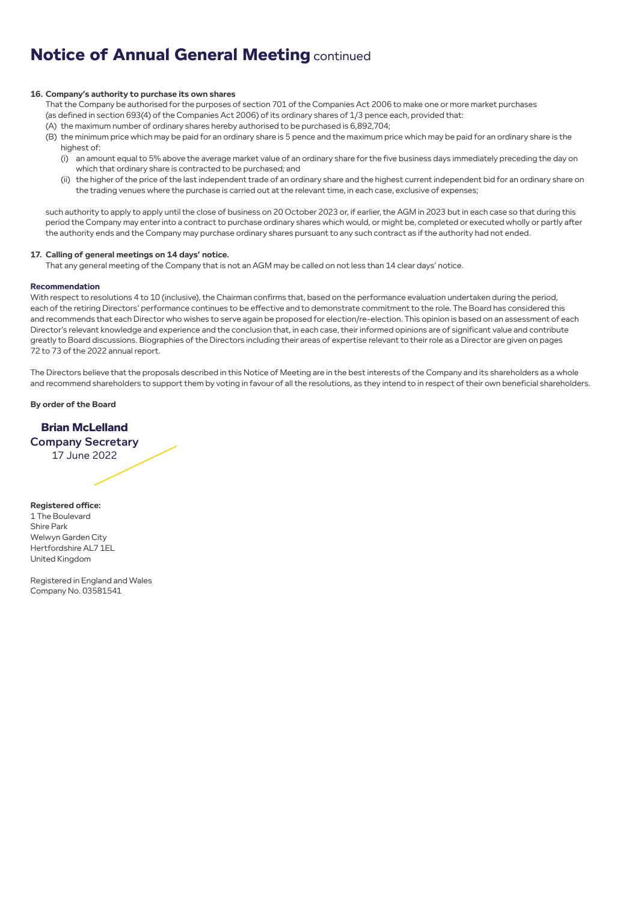# Notice of Annual General Meeting continued

**16. Company's authority to purchase its own shares**

That the Company be authorised for the purposes of section 701 of the Companies Act 2006 to make one or more market purchases (as defined in section 693(4) of the Companies Act 2006) of its ordinary shares of 1/3 pence each, provided that:

(A) the maximum number of ordinary shares hereby authorised to be purchased is 6,892,704;

(B) the minimum price which may be paid for an ordinary share is 5 pence and the maximum price which may be paid for an ordinary share is the highest of:

(i) an amount equal to 5% above the average market value of an ordinary share for the five business days immediately preceding the day on which that ordinary share is contracted to be purchased; and

(ii) the higher of the price of the last independent trade of an ordinary share and the highest current independent bid for an ordinary share on the trading venues where the purchase is carried out at the relevant time, in each case, exclusive of expenses;

such authority to apply to apply until the close of business on 20 October 2023 or, if earlier, the AGM in 2023 but in each case so that during this period the Company may enter into a contract to purchase ordinary shares which would, or might be, completed or executed wholly or partly after the authority ends and the Company may purchase ordinary shares pursuant to any such contract as if the authority had not ended.

**17. Calling of general meetings on 14 days' notice.**

That any general meeting of the Company that is not an AGM may be called on not less than 14 clear days' notice.

**Recommendation**

With respect to resolutions 4 to 10 (inclusive), the Chairman confirms that, based on the performance evaluation undertaken during the period, each of the retiring Directors' performance continues to be effective and to demonstrate commitment to the role. The Board has considered this and recommends that each Director who wishes to serve again be proposed for election/re-election. This opinion is based on an assessment of each Director's relevant knowledge and experience and the conclusion that, in each case, their informed opinions are of significant value and contribute greatly to Board discussions. Biographies of the Directors including their areas of expertise relevant to their role as a Director are given on pages 72 to 73 of the 2022 annual report.

The Directors believe that the proposals described in this Notice of Meeting are in the best interests of the Company and its shareholders as a whole and recommend shareholders to support them by voting in favour of all the resolutions, as they intend to in respect of their own beneficial shareholders.

**By order of the Board**

**Brian McLelland**
**Company Secretary**
17 June 2022

**Registered office:**
1 The Boulevard
Shire Park
Welwyn Garden City
Hertfordshire AL7 1EL
United Kingdom

Registered in England and Wales
Company No. 03581541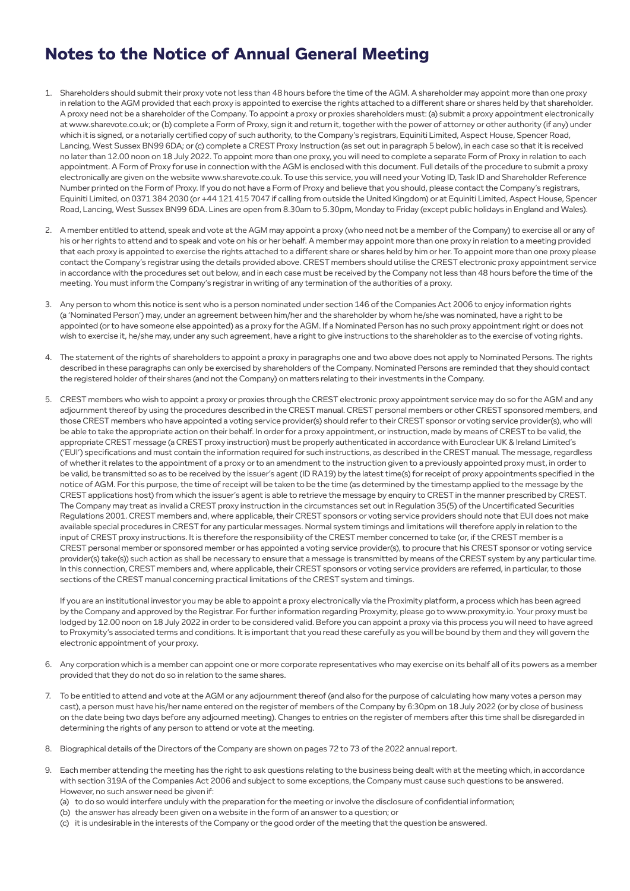# Notes to the Notice of Annual General Meeting

1. Shareholders should submit their proxy vote not less than 48 hours before the time of the AGM. A shareholder may appoint more than one proxy in relation to the AGM provided that each proxy is appointed to exercise the rights attached to a different share or shares held by that shareholder. A proxy need not be a shareholder of the Company. To appoint a proxy or proxies shareholders must: (a) submit a proxy appointment electronically at www.sharevote.co.uk; or (b) complete a Form of Proxy, sign it and return it, together with the power of attorney or other authority (if any) under which it is signed, or a notarially certified copy of such authority, to the Company's registrars, Equiniti Limited, Aspect House, Spencer Road, Lancing, West Sussex BN99 6DA; or (c) complete a CREST Proxy Instruction (as set out in paragraph 5 below), in each case so that it is received no later than 12.00 noon on 18 July 2022. To appoint more than one proxy, you will need to complete a separate Form of Proxy in relation to each appointment. A Form of Proxy for use in connection with the AGM is enclosed with this document. Full details of the procedure to submit a proxy electronically are given on the website www.sharevote.co.uk. To use this service, you will need your Voting ID, Task ID and Shareholder Reference Number printed on the Form of Proxy. If you do not have a Form of Proxy and believe that you should, please contact the Company's registrars, Equiniti Limited, on 0371 384 2030 (or +44 121 415 7047 if calling from outside the United Kingdom) or at Equiniti Limited, Aspect House, Spencer Road, Lancing, West Sussex BN99 6DA. Lines are open from 8.30am to 5.30pm, Monday to Friday (except public holidays in England and Wales).

2. A member entitled to attend, speak and vote at the AGM may appoint a proxy (who need not be a member of the Company) to exercise all or any of his or her rights to attend and to speak and vote on his or her behalf. A member may appoint more than one proxy in relation to a meeting provided that each proxy is appointed to exercise the rights attached to a different share or shares held by him or her. To appoint more than one proxy please contact the Company's registrar using the details provided above. CREST members should utilise the CREST electronic proxy appointment service in accordance with the procedures set out below, and in each case must be received by the Company not less than 48 hours before the time of the meeting. You must inform the Company's registrar in writing of any termination of the authorities of a proxy.

3. Any person to whom this notice is sent who is a person nominated under section 146 of the Companies Act 2006 to enjoy information rights (a 'Nominated Person') may, under an agreement between him/her and the shareholder by whom he/she was nominated, have a right to be appointed (or to have someone else appointed) as a proxy for the AGM. If a Nominated Person has no such proxy appointment right or does not wish to exercise it, he/she may, under any such agreement, have a right to give instructions to the shareholder as to the exercise of voting rights.

4. The statement of the rights of shareholders to appoint a proxy in paragraphs one and two above does not apply to Nominated Persons. The rights described in these paragraphs can only be exercised by shareholders of the Company. Nominated Persons are reminded that they should contact the registered holder of their shares (and not the Company) on matters relating to their investments in the Company.

5. CREST members who wish to appoint a proxy or proxies through the CREST electronic proxy appointment service may do so for the AGM and any adjournment thereof by using the procedures described in the CREST manual. CREST personal members or other CREST sponsored members, and those CREST members who have appointed a voting service provider(s) should refer to their CREST sponsor or voting service provider(s), who will be able to take the appropriate action on their behalf. In order for a proxy appointment, or instruction, made by means of CREST to be valid, the appropriate CREST message (a CREST proxy instruction) must be properly authenticated in accordance with Euroclear UK & Ireland Limited's ('EUI') specifications and must contain the information required for such instructions, as described in the CREST manual. The message, regardless of whether it relates to the appointment of a proxy or to an amendment to the instruction given to a previously appointed proxy must, in order to be valid, be transmitted so as to be received by the issuer's agent (ID RA19) by the latest time(s) for receipt of proxy appointments specified in the notice of AGM. For this purpose, the time of receipt will be taken to be the time (as determined by the timestamp applied to the message by the CREST applications host) from which the issuer's agent is able to retrieve the message by enquiry to CREST in the manner prescribed by CREST. The Company may treat as invalid a CREST proxy instruction in the circumstances set out in Regulation 35(5) of the Uncertificated Securities Regulations 2001. CREST members and, where applicable, their CREST sponsors or voting service providers should note that EUI does not make available special procedures in CREST for any particular messages. Normal system timings and limitations will therefore apply in relation to the input of CREST proxy instructions. It is therefore the responsibility of the CREST member concerned to take (or, if the CREST member is a CREST personal member or sponsored member or has appointed a voting service provider(s), to procure that his CREST sponsor or voting service provider(s) take(s)) such action as shall be necessary to ensure that a message is transmitted by means of the CREST system by any particular time. In this connection, CREST members and, where applicable, their CREST sponsors or voting service providers are referred, in particular, to those sections of the CREST manual concerning practical limitations of the CREST system and timings.

   If you are an institutional investor you may be able to appoint a proxy electronically via the Proximity platform, a process which has been agreed by the Company and approved by the Registrar. For further information regarding Proxymity, please go to www.proxymity.io. Your proxy must be lodged by 12.00 noon on 18 July 2022 in order to be considered valid. Before you can appoint a proxy via this process you will need to have agreed to Proxymity's associated terms and conditions. It is important that you read these carefully as you will be bound by them and they will govern the electronic appointment of your proxy.

6. Any corporation which is a member can appoint one or more corporate representatives who may exercise on its behalf all of its powers as a member provided that they do not do so in relation to the same shares.

7. To be entitled to attend and vote at the AGM or any adjournment thereof (and also for the purpose of calculating how many votes a person may cast), a person must have his/her name entered on the register of members of the Company by 6:30pm on 18 July 2022 (or by close of business on the date being two days before any adjourned meeting). Changes to entries on the register of members after this time shall be disregarded in determining the rights of any person to attend or vote at the meeting.

8. Biographical details of the Directors of the Company are shown on pages 72 to 73 of the 2022 annual report.

9. Each member attending the meeting has the right to ask questions relating to the business being dealt with at the meeting which, in accordance with section 319A of the Companies Act 2006 and subject to some exceptions, the Company must cause such questions to be answered. However, no such answer need be given if:
   (a) to do so would interfere unduly with the preparation for the meeting or involve the disclosure of confidential information;
   (b) the answer has already been given on a website in the form of an answer to a question; or
   (c) it is undesirable in the interests of the Company or the good order of the meeting that the question be answered.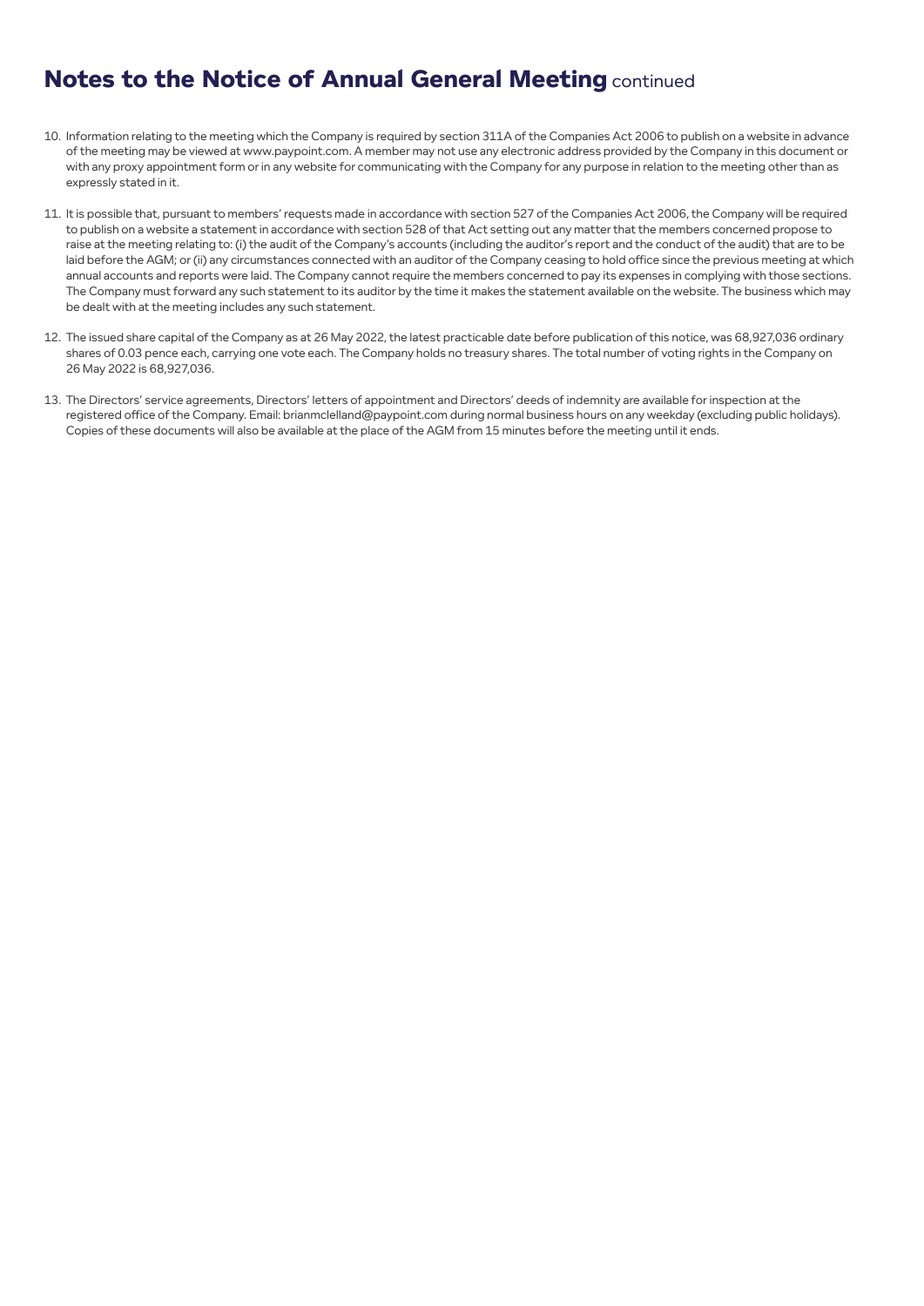# Notes to the Notice of Annual General Meeting continued

10. Information relating to the meeting which the Company is required by section 311A of the Companies Act 2006 to publish on a website in advance of the meeting may be viewed at www.paypoint.com. A member may not use any electronic address provided by the Company in this document or with any proxy appointment form or in any website for communicating with the Company for any purpose in relation to the meeting other than as expressly stated in it.

11. It is possible that, pursuant to members' requests made in accordance with section 527 of the Companies Act 2006, the Company will be required to publish on a website a statement in accordance with section 528 of that Act setting out any matter that the members concerned propose to raise at the meeting relating to: (i) the audit of the Company's accounts (including the auditor's report and the conduct of the audit) that are to be laid before the AGM; or (ii) any circumstances connected with an auditor of the Company ceasing to hold office since the previous meeting at which annual accounts and reports were laid. The Company cannot require the members concerned to pay its expenses in complying with those sections. The Company must forward any such statement to its auditor by the time it makes the statement available on the website. The business which may be dealt with at the meeting includes any such statement.

12. The issued share capital of the Company as at 26 May 2022, the latest practicable date before publication of this notice, was 68,927,036 ordinary shares of 0.03 pence each, carrying one vote each. The Company holds no treasury shares. The total number of voting rights in the Company on 26 May 2022 is 68,927,036.

13. The Directors' service agreements, Directors' letters of appointment and Directors' deeds of indemnity are available for inspection at the registered office of the Company. Email: brianmclelland@paypoint.com during normal business hours on any weekday (excluding public holidays). Copies of these documents will also be available at the place of the AGM from 15 minutes before the meeting until it ends.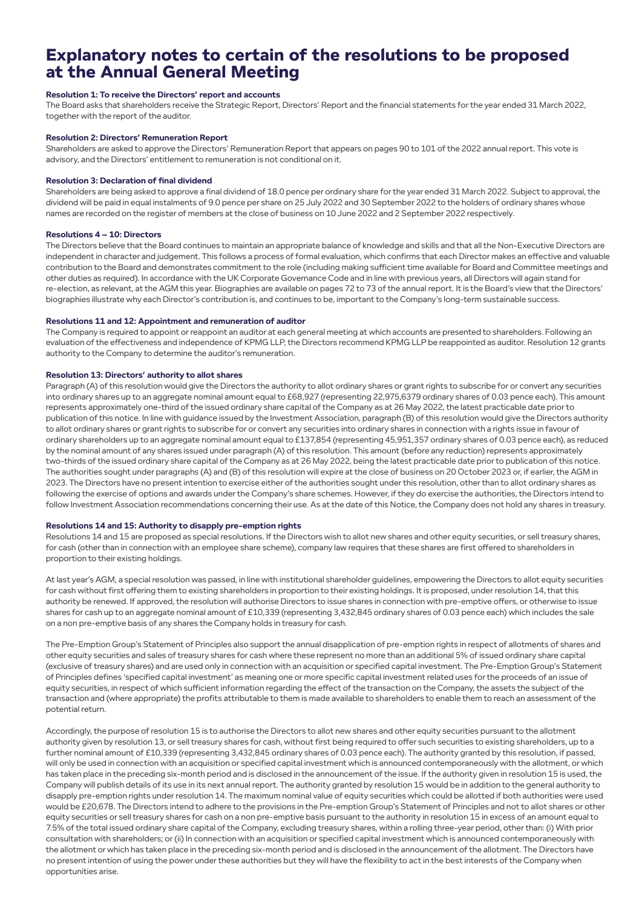# Explanatory notes to certain of the resolutions to be proposed at the Annual General Meeting

### Resolution 1: To receive the Directors' report and accounts

The Board asks that shareholders receive the Strategic Report, Directors' Report and the financial statements for the year ended 31 March 2022, together with the report of the auditor.

### Resolution 2: Directors' Remuneration Report

Shareholders are asked to approve the Directors' Remuneration Report that appears on pages 90 to 101 of the 2022 annual report. This vote is advisory, and the Directors' entitlement to remuneration is not conditional on it.

### Resolution 3: Declaration of final dividend

Shareholders are being asked to approve a final dividend of 18.0 pence per ordinary share for the year ended 31 March 2022. Subject to approval, the dividend will be paid in equal instalments of 9.0 pence per share on 25 July 2022 and 30 September 2022 to the holders of ordinary shares whose names are recorded on the register of members at the close of business on 10 June 2022 and 2 September 2022 respectively.

### Resolutions 4 – 10: Directors

The Directors believe that the Board continues to maintain an appropriate balance of knowledge and skills and that all the Non-Executive Directors are independent in character and judgement. This follows a process of formal evaluation, which confirms that each Director makes an effective and valuable contribution to the Board and demonstrates commitment to the role (including making sufficient time available for Board and Committee meetings and other duties as required). In accordance with the UK Corporate Governance Code and in line with previous years, all Directors will again stand for re-election, as relevant, at the AGM this year. Biographies are available on pages 72 to 73 of the annual report. It is the Board's view that the Directors' biographies illustrate why each Director's contribution is, and continues to be, important to the Company's long-term sustainable success.

### Resolutions 11 and 12: Appointment and remuneration of auditor

The Company is required to appoint or reappoint an auditor at each general meeting at which accounts are presented to shareholders. Following an evaluation of the effectiveness and independence of KPMG LLP, the Directors recommend KPMG LLP be reappointed as auditor. Resolution 12 grants authority to the Company to determine the auditor's remuneration.

### Resolution 13: Directors' authority to allot shares

Paragraph (A) of this resolution would give the Directors the authority to allot ordinary shares or grant rights to subscribe for or convert any securities into ordinary shares up to an aggregate nominal amount equal to £68,927 (representing 22,975,6379 ordinary shares of 0.03 pence each). This amount represents approximately one-third of the issued ordinary share capital of the Company as at 26 May 2022, the latest practicable date prior to publication of this notice. In line with guidance issued by the Investment Association, paragraph (B) of this resolution would give the Directors authority to allot ordinary shares or grant rights to subscribe for or convert any securities into ordinary shares in connection with a rights issue in favour of ordinary shareholders up to an aggregate nominal amount equal to £137,854 (representing 45,951,357 ordinary shares of 0.03 pence each), as reduced by the nominal amount of any shares issued under paragraph (A) of this resolution. This amount (before any reduction) represents approximately two-thirds of the issued ordinary share capital of the Company as at 26 May 2022, being the latest practicable date prior to publication of this notice. The authorities sought under paragraphs (A) and (B) of this resolution will expire at the close of business on 20 October 2023 or, if earlier, the AGM in 2023. The Directors have no present intention to exercise either of the authorities sought under this resolution, other than to allot ordinary shares as following the exercise of options and awards under the Company's share schemes. However, if they do exercise the authorities, the Directors intend to follow Investment Association recommendations concerning their use. As at the date of this Notice, the Company does not hold any shares in treasury.

### Resolutions 14 and 15: Authority to disapply pre-emption rights

Resolutions 14 and 15 are proposed as special resolutions. If the Directors wish to allot new shares and other equity securities, or sell treasury shares, for cash (other than in connection with an employee share scheme), company law requires that these shares are first offered to shareholders in proportion to their existing holdings.

At last year's AGM, a special resolution was passed, in line with institutional shareholder guidelines, empowering the Directors to allot equity securities for cash without first offering them to existing shareholders in proportion to their existing holdings. It is proposed, under resolution 14, that this authority be renewed. If approved, the resolution will authorise Directors to issue shares in connection with pre-emptive offers, or otherwise to issue shares for cash up to an aggregate nominal amount of £10,339 (representing 3,432,845 ordinary shares of 0.03 pence each) which includes the sale on a non pre-emptive basis of any shares the Company holds in treasury for cash.

The Pre-Emption Group's Statement of Principles also support the annual disapplication of pre-emption rights in respect of allotments of shares and other equity securities and sales of treasury shares for cash where these represent no more than an additional 5% of issued ordinary share capital (exclusive of treasury shares) and are used only in connection with an acquisition or specified capital investment. The Pre-Emption Group's Statement of Principles defines 'specified capital investment' as meaning one or more specific capital investment related uses for the proceeds of an issue of equity securities, in respect of which sufficient information regarding the effect of the transaction on the Company, the assets the subject of the transaction and (where appropriate) the profits attributable to them is made available to shareholders to enable them to reach an assessment of the potential return.

Accordingly, the purpose of resolution 15 is to authorise the Directors to allot new shares and other equity securities pursuant to the allotment authority given by resolution 13, or sell treasury shares for cash, without first being required to offer such securities to existing shareholders, up to a further nominal amount of £10,339 (representing 3,432,845 ordinary shares of 0.03 pence each). The authority granted by this resolution, if passed, will only be used in connection with an acquisition or specified capital investment which is announced contemporaneously with the allotment, or which has taken place in the preceding six-month period and is disclosed in the announcement of the issue. If the authority given in resolution 15 is used, the Company will publish details of its use in its next annual report. The authority granted by resolution 15 would be in addition to the general authority to disapply pre-emption rights under resolution 14. The maximum nominal value of equity securities which could be allotted if both authorities were used would be £20,678. The Directors intend to adhere to the provisions in the Pre-emption Group's Statement of Principles and not to allot shares or other equity securities or sell treasury shares for cash on a non pre-emptive basis pursuant to the authority in resolution 15 in excess of an amount equal to 7.5% of the total issued ordinary share capital of the Company, excluding treasury shares, within a rolling three-year period, other than: (i) With prior consultation with shareholders; or (ii) In connection with an acquisition or specified capital investment which is announced contemporaneously with the allotment or which has taken place in the preceding six-month period and is disclosed in the announcement of the allotment. The Directors have no present intention of using the power under these authorities but they will have the flexibility to act in the best interests of the Company when opportunities arise.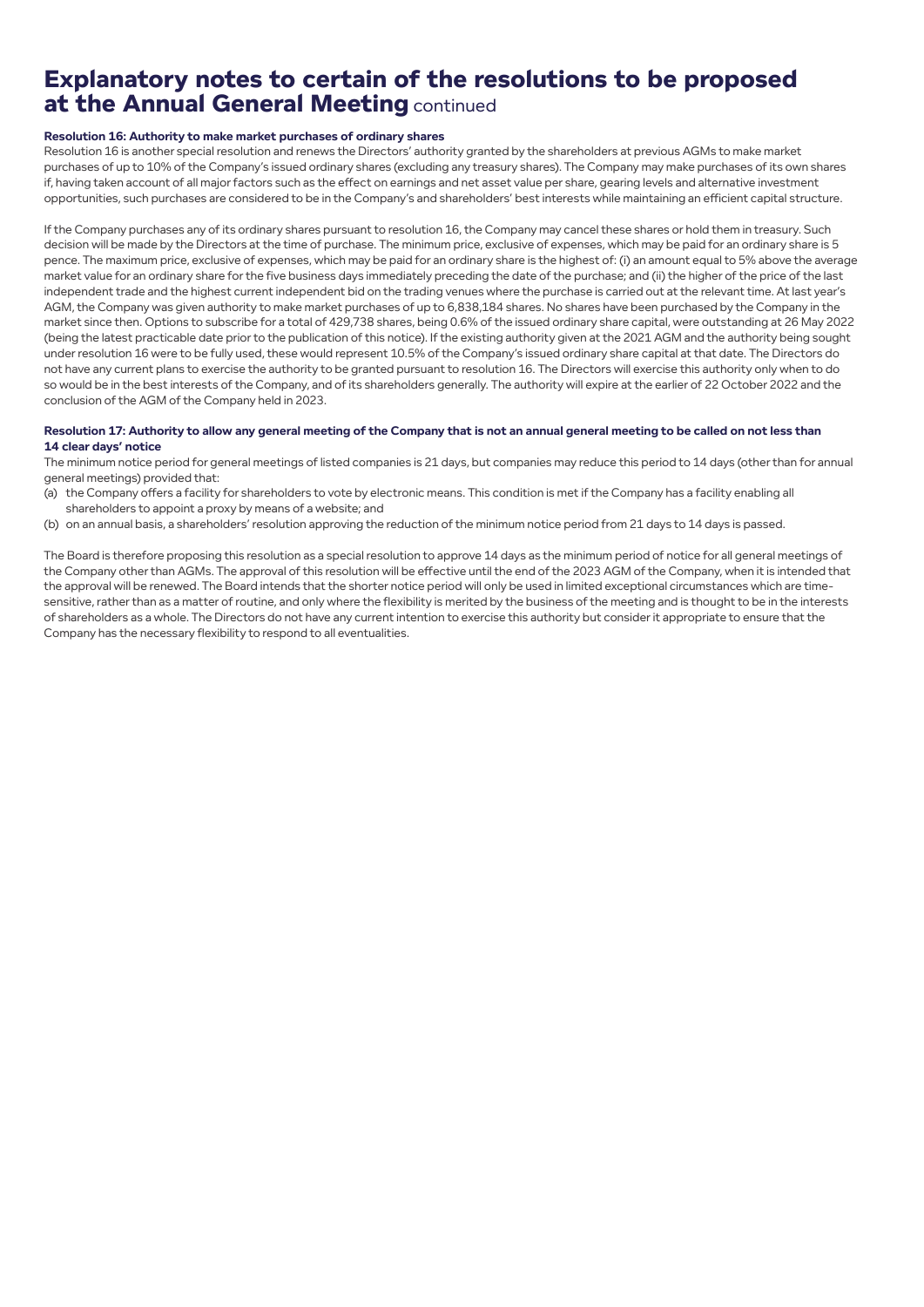# Explanatory notes to certain of the resolutions to be proposed at the Annual General Meeting continued

**Resolution 16: Authority to make market purchases of ordinary shares**

Resolution 16 is another special resolution and renews the Directors' authority granted by the shareholders at previous AGMs to make market purchases of up to 10% of the Company's issued ordinary shares (excluding any treasury shares). The Company may make purchases of its own shares if, having taken account of all major factors such as the effect on earnings and net asset value per share, gearing levels and alternative investment opportunities, such purchases are considered to be in the Company's and shareholders' best interests while maintaining an efficient capital structure.

If the Company purchases any of its ordinary shares pursuant to resolution 16, the Company may cancel these shares or hold them in treasury. Such decision will be made by the Directors at the time of purchase. The minimum price, exclusive of expenses, which may be paid for an ordinary share is 5 pence. The maximum price, exclusive of expenses, which may be paid for an ordinary share is the highest of: (i) an amount equal to 5% above the average market value for an ordinary share for the five business days immediately preceding the date of the purchase; and (ii) the higher of the price of the last independent trade and the highest current independent bid on the trading venues where the purchase is carried out at the relevant time. At last year's AGM, the Company was given authority to make market purchases of up to 6,838,184 shares. No shares have been purchased by the Company in the market since then. Options to subscribe for a total of 429,738 shares, being 0.6% of the issued ordinary share capital, were outstanding at 26 May 2022 (being the latest practicable date prior to the publication of this notice). If the existing authority given at the 2021 AGM and the authority being sought under resolution 16 were to be fully used, these would represent 10.5% of the Company's issued ordinary share capital at that date. The Directors do not have any current plans to exercise the authority to be granted pursuant to resolution 16. The Directors will exercise this authority only when to do so would be in the best interests of the Company, and of its shareholders generally. The authority will expire at the earlier of 22 October 2022 and the conclusion of the AGM of the Company held in 2023.

**Resolution 17: Authority to allow any general meeting of the Company that is not an annual general meeting to be called on not less than 14 clear days' notice**

The minimum notice period for general meetings of listed companies is 21 days, but companies may reduce this period to 14 days (other than for annual general meetings) provided that:

(a) the Company offers a facility for shareholders to vote by electronic means. This condition is met if the Company has a facility enabling all shareholders to appoint a proxy by means of a website; and

(b) on an annual basis, a shareholders' resolution approving the reduction of the minimum notice period from 21 days to 14 days is passed.

The Board is therefore proposing this resolution as a special resolution to approve 14 days as the minimum period of notice for all general meetings of the Company other than AGMs. The approval of this resolution will be effective until the end of the 2023 AGM of the Company, when it is intended that the approval will be renewed. The Board intends that the shorter notice period will only be used in limited exceptional circumstances which are time-sensitive, rather than as a matter of routine, and only where the flexibility is merited by the business of the meeting and is thought to be in the interests of shareholders as a whole. The Directors do not have any current intention to exercise this authority but consider it appropriate to ensure that the Company has the necessary flexibility to respond to all eventualities.